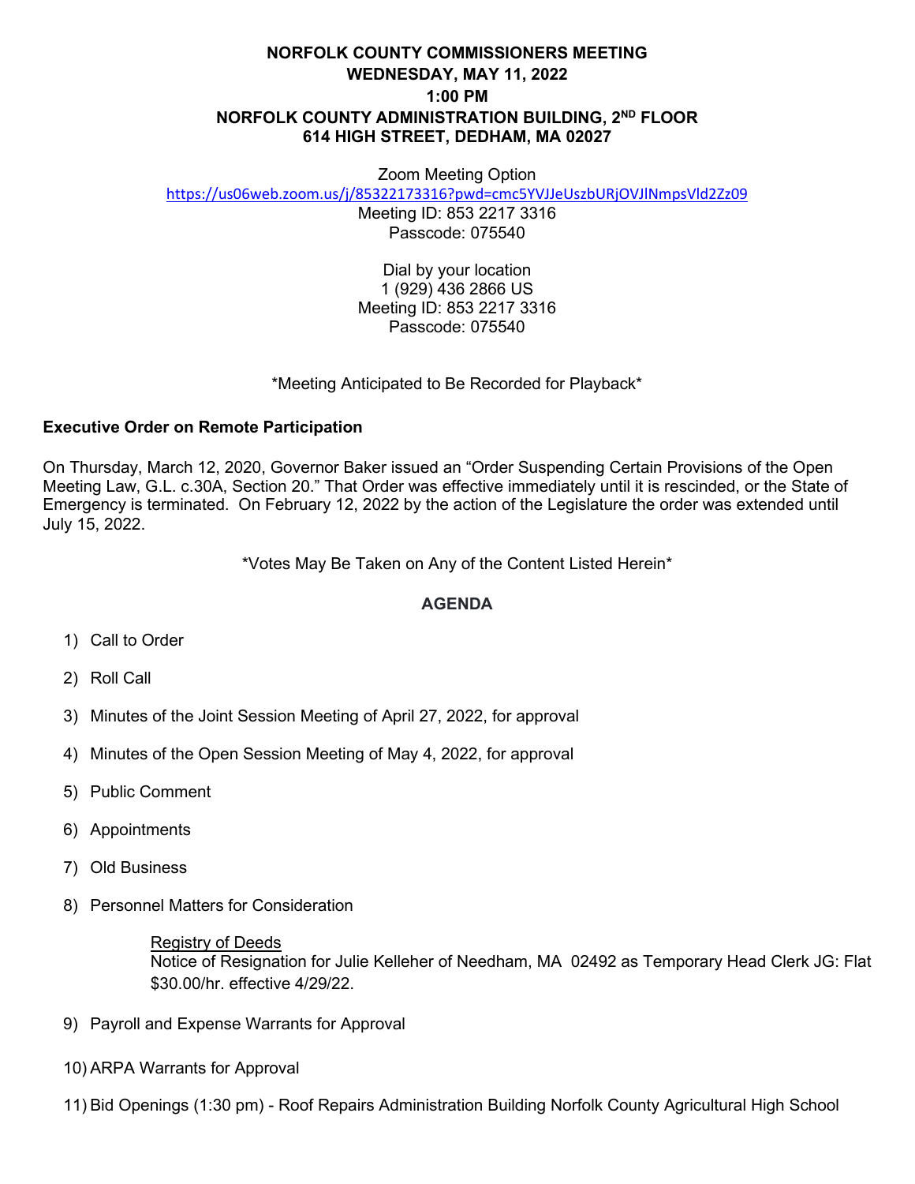# NORFOLK COUNTY COMMISSIONERS MEETING
## WEDNESDAY, MAY 11, 2022
## 1:00 PM
## NORFOLK COUNTY ADMINISTRATION BUILDING, 2ND FLOOR
## 614 HIGH STREET, DEDHAM, MA 02027

Zoom Meeting Option
https://us06web.zoom.us/j/85322173316?pwd=cmc5YVJJeUszbURjOVJlNmpsVld2Zz09
Meeting ID: 853 2217 3316
Passcode: 075540

Dial by your location
1 (929) 436 2866 US
Meeting ID: 853 2217 3316
Passcode: 075540

*Meeting Anticipated to Be Recorded for Playback*

**Executive Order on Remote Participation**

On Thursday, March 12, 2020, Governor Baker issued an "Order Suspending Certain Provisions of the Open Meeting Law, G.L. c.30A, Section 20." That Order was effective immediately until it is rescinded, or the State of Emergency is terminated. On February 12, 2022 by the action of the Legislature the order was extended until July 15, 2022.

*Votes May Be Taken on Any of the Content Listed Herein*

**AGENDA**

1) Call to Order
2) Roll Call
3) Minutes of the Joint Session Meeting of April 27, 2022, for approval
4) Minutes of the Open Session Meeting of May 4, 2022, for approval
5) Public Comment
6) Appointments
7) Old Business
8) Personnel Matters for Consideration

    Registry of Deeds
    Notice of Resignation for Julie Kelleher of Needham, MA 02492 as Temporary Head Clerk JG: Flat $30.00/hr. effective 4/29/22.

9) Payroll and Expense Warrants for Approval
10) ARPA Warrants for Approval
11) Bid Openings (1:30 pm) - Roof Repairs Administration Building Norfolk County Agricultural High School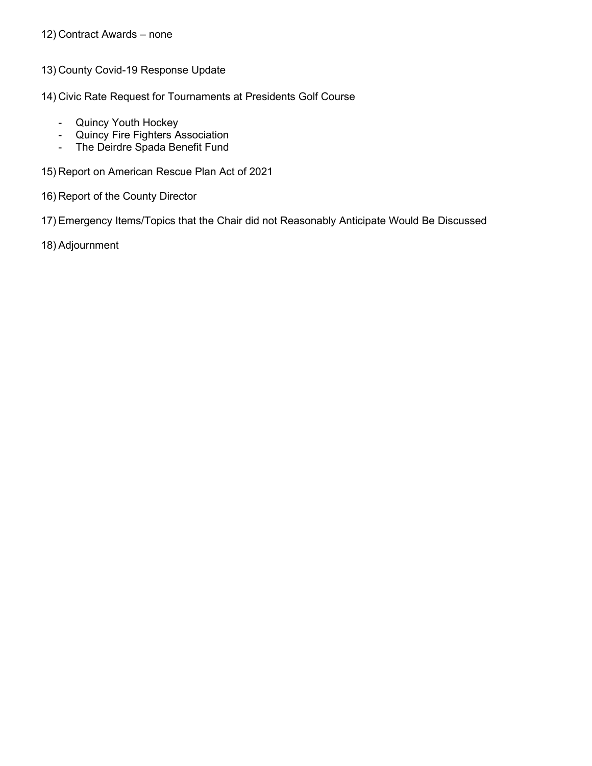12) Contract Awards – none

13) County Covid-19 Response Update

14) Civic Rate Request for Tournaments at Presidents Golf Course

   - Quincy Youth Hockey
   - Quincy Fire Fighters Association
   - The Deirdre Spada Benefit Fund

15) Report on American Rescue Plan Act of 2021

16) Report of the County Director

17) Emergency Items/Topics that the Chair did not Reasonably Anticipate Would Be Discussed

18) Adjournment